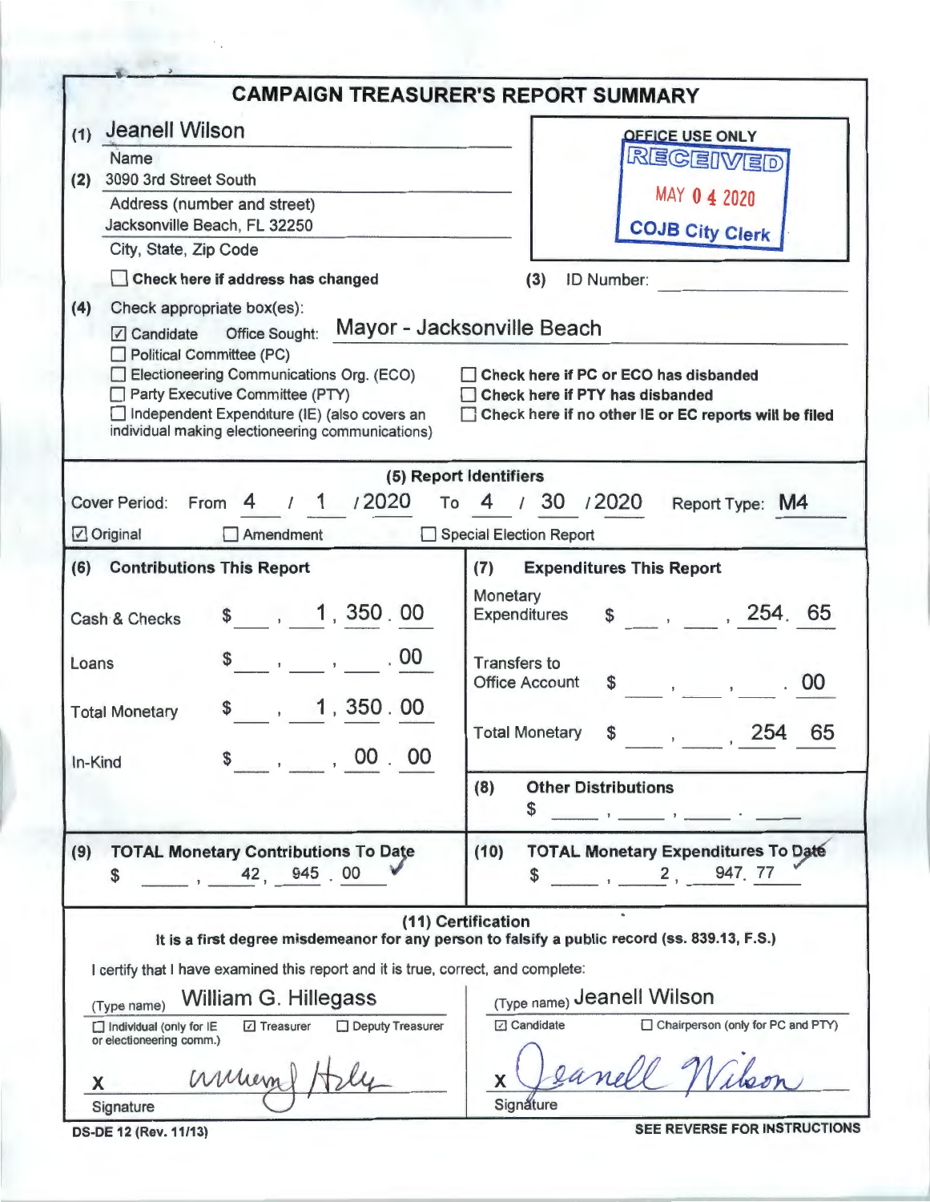# CAMPAIGN TREASURER'S REPORT SUMMARY

(1) Jeanell Wilson
Name

(2) 3090 3rd Street South
Address (number and street)
Jacksonville Beach, FL 32250
City, State, Zip Code

☐ **Check here if address has changed**

OFFICE USE ONLY
RECEIVED
MAY 04 2020
COJB City Clerk

(3) ID Number:

(4) Check appropriate box(es):

☑ Candidate Office Sought: Mayor - Jacksonville Beach
☐ Political Committee (PC)
☐ Electioneering Communications Org. (ECO)
☐ Party Executive Committee (PTY)
☐ Independent Expenditure (IE) (also covers an individual making electioneering communications)

☐ **Check here if PC or ECO has disbanded**
☐ **Check here if PTY has disbanded**
☐ **Check here if no other IE or EC reports will be filed**

## (5) Report Identifiers

Cover Period: From 4 / 1 / 2020 To 4 / 30 / 2020 Report Type: M4

☑ Original ☐ Amendment ☐ Special Election Report

| (6) Contributions This Report | | (7) Expenditures This Report | |
|---|---|---|---|
| Cash & Checks | $ 1,350.00 | Monetary Expenditures | $ 254.65 |
| Loans | $ .00 | Transfers to Office Account | $ .00 |
| Total Monetary | $ 1,350.00 | Total Monetary | $ 254.65 |
| In-Kind | $ 00.00 | (8) Other Distributions | $ |
| **(9) TOTAL Monetary Contributions To Date** | $ 42,945.00 | **(10) TOTAL Monetary Expenditures To Date** | $ 2,947.77 |

## (11) Certification

**It is a first degree misdemeanor for any person to falsify a public record (ss. 839.13, F.S.)**

I certify that I have examined this report and it is true, correct, and complete:

(Type name) William G. Hillegass
☐ Individual (only for IE or electioneering comm.) ☑ Treasurer ☐ Deputy Treasurer
X [signature]
Signature

(Type name) Jeanell Wilson
☑ Candidate ☐ Chairperson (only for PC and PTY)
X [signature]
Signature

DS-DE 12 (Rev. 11/13)

**SEE REVERSE FOR INSTRUCTIONS**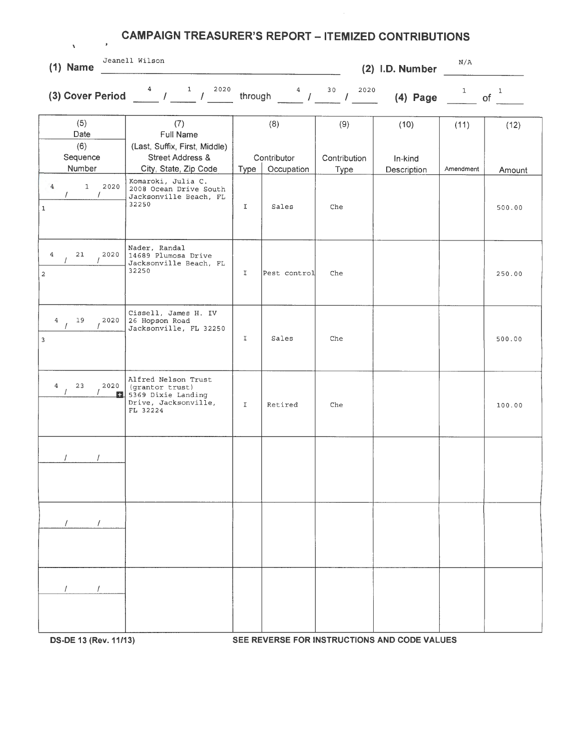# CAMPAIGN TREASURER'S REPORT – ITEMIZED CONTRIBUTIONS

**(1) Name** Jeanell Wilson **(2) I.D. Number** N/A

**(3) Cover Period** 4 / 1 / 2020 through 4 / 30 / 2020 **(4) Page** 1 of 1

| (5) Date (6) Sequence Number | (7) Full Name (Last, Suffix, First, Middle) Street Address & City, State, Zip Code | (8) Contributor Type | Occupation | (9) Contribution Type | (10) In-kind Description | (11) Amendment | (12) Amount |
|---|---|---|---|---|---|---|---|
| 4 / 1 / 2020<br>1 | Komaroki, Julia C.<br>2008 Ocean Drive South<br>Jacksonville Beach, FL 32250 | I | Sales | Che | | | 500.00 |
| 4 / 21 / 2020<br>2 | Nader, Randal<br>14689 Plumosa Drive<br>Jacksonville Beach, FL 32250 | I | Pest control | Che | | | 250.00 |
| 4 / 19 / 2020<br>3 | Cissell, James H. IV<br>26 Hopson Road<br>Jacksonville, FL 32250 | I | Sales | Che | | | 500.00 |
| 4 / 23 / 2020 | Alfred Nelson Trust (grantor trust)<br>5369 Dixie Landing Drive, Jacksonville, FL 32224 | I | Retired | Che | | | 100.00 |
| / / | | | | | | | |
| / / | | | | | | | |
| / / | | | | | | | |

DS-DE 13 (Rev. 11/13) SEE REVERSE FOR INSTRUCTIONS AND CODE VALUES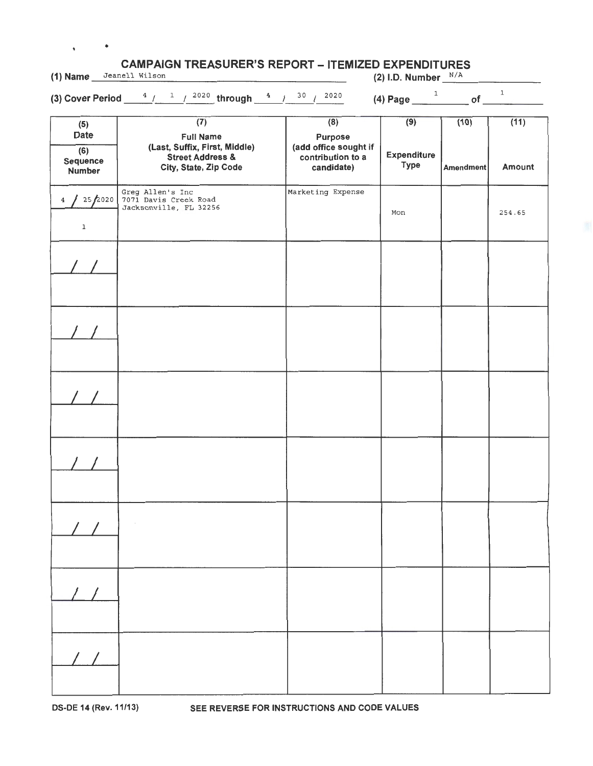# CAMPAIGN TREASURER'S REPORT – ITEMIZED EXPENDITURES

**(1) Name** Jeanell Wilson **(2) I.D. Number** N/A

**(3) Cover Period** 4 / 1 / 2020 **through** 4 / 30 / 2020 **(4) Page** 1 **of** 1

| (5) Date (6) Sequence Number | (7) Full Name (Last, Suffix, First, Middle) Street Address & City, State, Zip Code | (8) Purpose (add office sought if contribution to a candidate) | (9) Expenditure Type | (10) Amendment | (11) Amount |
|---|---|---|---|---|---|
| 4 / 25 / 2020<br>1 | Greg Allen's Inc<br>7071 Davis Creek Road<br>Jacksonville, FL 32256 | Marketing Expense | Mon | | 254.65 |
| / / | | | | | |
| / / | | | | | |
| / / | | | | | |
| / / | | | | | |
| / / | | | | | |
| / / | | | | | |
| / / | | | | | |

DS-DE 14 (Rev. 11/13) SEE REVERSE FOR INSTRUCTIONS AND CODE VALUES